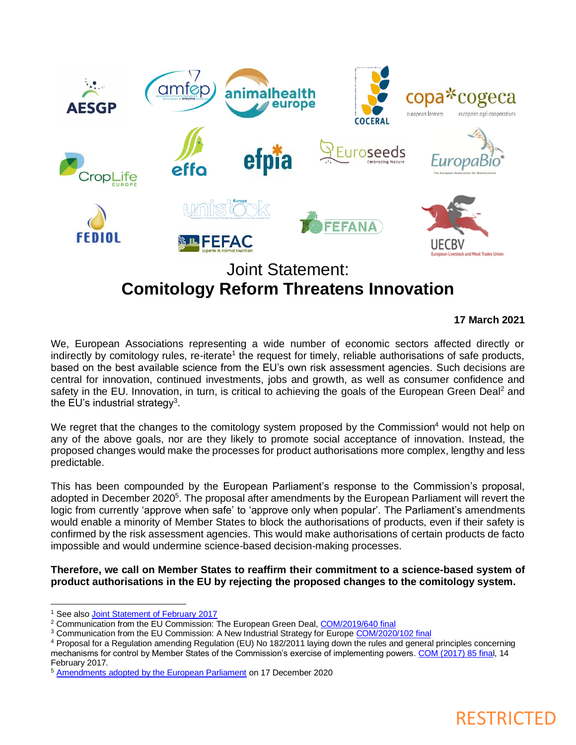# Joint Statement:
# **Comitology Reform Threatens Innovation**

**17 March 2021**

We, European Associations representing a wide number of economic sectors affected directly or indirectly by comitology rules, re-iterate[1] the request for timely, reliable authorisations of safe products, based on the best available science from the EU's own risk assessment agencies. Such decisions are central for innovation, continued investments, jobs and growth, as well as consumer confidence and safety in the EU. Innovation, in turn, is critical to achieving the goals of the European Green Deal[2] and the EU's industrial strategy[3].

We regret that the changes to the comitology system proposed by the Commission[4] would not help on any of the above goals, nor are they likely to promote social acceptance of innovation. Instead, the proposed changes would make the processes for product authorisations more complex, lengthy and less predictable.

This has been compounded by the European Parliament's response to the Commission's proposal, adopted in December 2020[5]. The proposal after amendments by the European Parliament will revert the logic from currently 'approve when safe' to 'approve only when popular'. The Parliament's amendments would enable a minority of Member States to block the authorisations of products, even if their safety is confirmed by the risk assessment agencies. This would make authorisations of certain products de facto impossible and would undermine science-based decision-making processes.

**Therefore, we call on Member States to reaffirm their commitment to a science-based system of product authorisations in the EU by rejecting the proposed changes to the comitology system.**

---

[1] See also Joint Statement of February 2017

[2] Communication from the EU Commission: The European Green Deal, COM/2019/640 final

[3] Communication from the EU Commission: A New Industrial Strategy for Europe COM/2020/102 final

[4] Proposal for a Regulation amending Regulation (EU) No 182/2011 laying down the rules and general principles concerning mechanisms for control by Member States of the Commission's exercise of implementing powers. COM (2017) 85 final, 14 February 2017.

[5] Amendments adopted by the European Parliament on 17 December 2020

RESTRICTED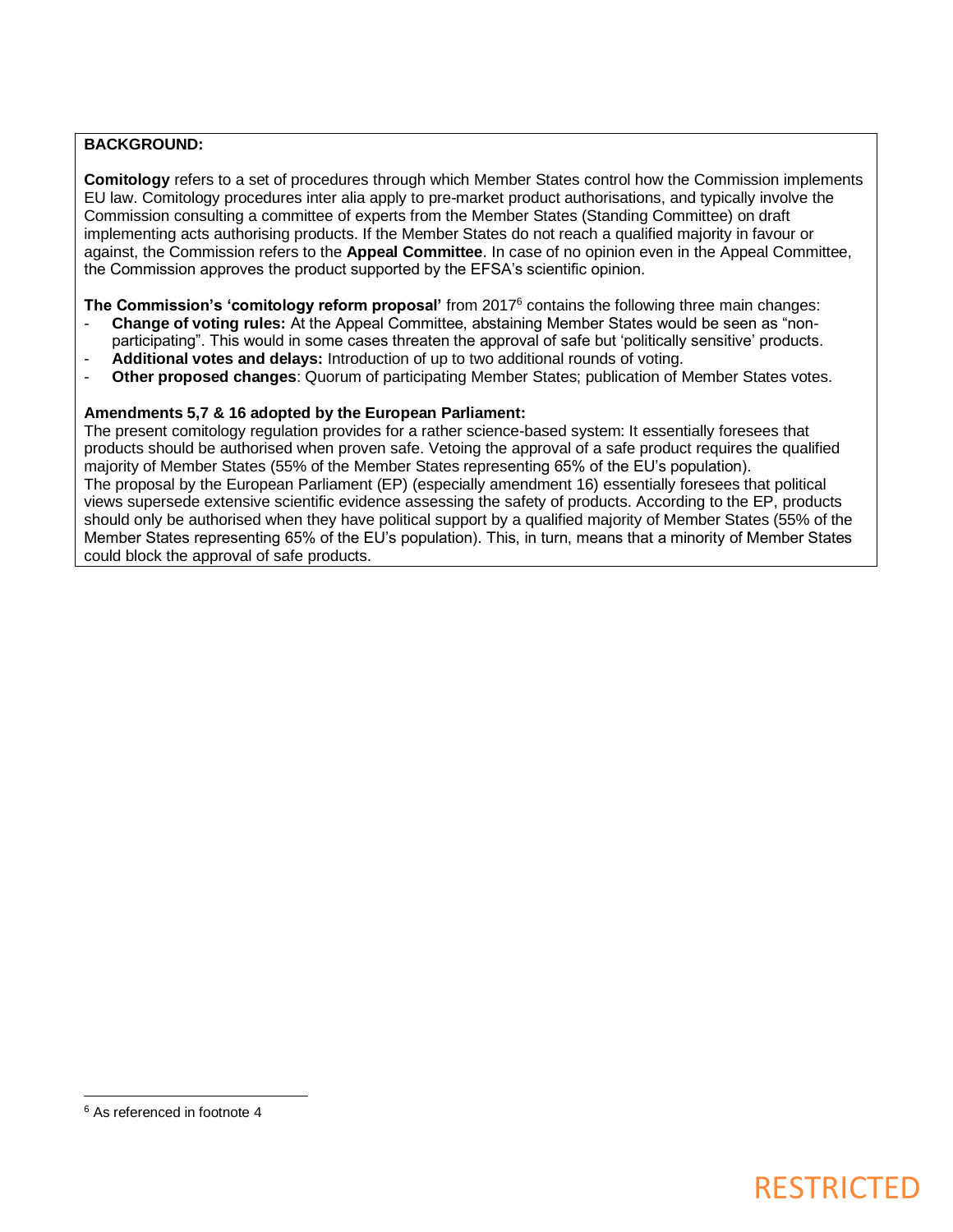**BACKGROUND:**

**Comitology** refers to a set of procedures through which Member States control how the Commission implements EU law. Comitology procedures inter alia apply to pre-market product authorisations, and typically involve the Commission consulting a committee of experts from the Member States (Standing Committee) on draft implementing acts authorising products. If the Member States do not reach a qualified majority in favour or against, the Commission refers to the **Appeal Committee**. In case of no opinion even in the Appeal Committee, the Commission approves the product supported by the EFSA's scientific opinion.

**The Commission's 'comitology reform proposal'** from 2017[6] contains the following three main changes:

- **Change of voting rules:** At the Appeal Committee, abstaining Member States would be seen as "non-participating". This would in some cases threaten the approval of safe but 'politically sensitive' products.
- **Additional votes and delays:** Introduction of up to two additional rounds of voting.
- **Other proposed changes**: Quorum of participating Member States; publication of Member States votes.

**Amendments 5,7 & 16 adopted by the European Parliament:**

The present comitology regulation provides for a rather science-based system: It essentially foresees that products should be authorised when proven safe. Vetoing the approval of a safe product requires the qualified majority of Member States (55% of the Member States representing 65% of the EU's population).
The proposal by the European Parliament (EP) (especially amendment 16) essentially foresees that political views supersede extensive scientific evidence assessing the safety of products. According to the EP, products should only be authorised when they have political support by a qualified majority of Member States (55% of the Member States representing 65% of the EU's population). This, in turn, means that a minority of Member States could block the approval of safe products.

[6] As referenced in footnote 4

RESTRICTED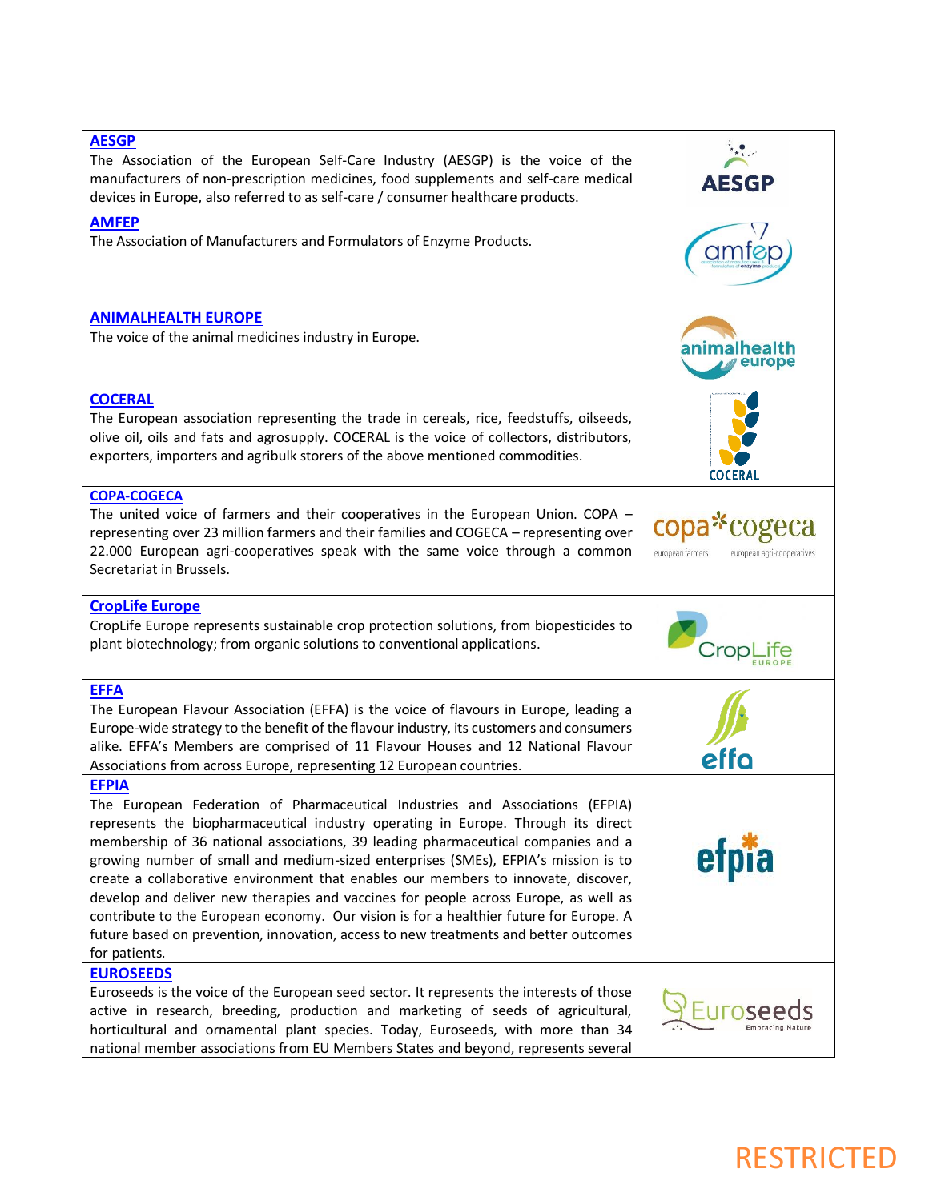| | |
|---|---|
| **AESGP**<br>The Association of the European Self-Care Industry (AESGP) is the voice of the manufacturers of non-prescription medicines, food supplements and self-care medical devices in Europe, also referred to as self-care / consumer healthcare products. | AESGP |
| **AMFEP**<br>The Association of Manufacturers and Formulators of Enzyme Products. | amfep |
| **ANIMALHEALTH EUROPE**<br>The voice of the animal medicines industry in Europe. | animalhealth europe |
| **COCERAL**<br>The European association representing the trade in cereals, rice, feedstuffs, oilseeds, olive oil, oils and fats and agrosupply. COCERAL is the voice of collectors, distributors, exporters, importers and agribulk storers of the above mentioned commodities. | COCERAL |
| **COPA-COGECA**<br>The united voice of farmers and their cooperatives in the European Union. COPA – representing over 23 million farmers and their families and COGECA – representing over 22.000 European agri-cooperatives speak with the same voice through a common Secretariat in Brussels. | copa*cogeca<br>european farmers european agri-cooperatives |
| **CropLife Europe**<br>CropLife Europe represents sustainable crop protection solutions, from biopesticides to plant biotechnology; from organic solutions to conventional applications. | CropLife EUROPE |
| **EFFA**<br>The European Flavour Association (EFFA) is the voice of flavours in Europe, leading a Europe-wide strategy to the benefit of the flavour industry, its customers and consumers alike. EFFA's Members are comprised of 11 Flavour Houses and 12 National Flavour Associations from across Europe, representing 12 European countries. | effa |
| **EFPIA**<br>The European Federation of Pharmaceutical Industries and Associations (EFPIA) represents the biopharmaceutical industry operating in Europe. Through its direct membership of 36 national associations, 39 leading pharmaceutical companies and a growing number of small and medium-sized enterprises (SMEs), EFPIA's mission is to create a collaborative environment that enables our members to innovate, discover, develop and deliver new therapies and vaccines for people across Europe, as well as contribute to the European economy. Our vision is for a healthier future for Europe. A future based on prevention, innovation, access to new treatments and better outcomes for patients. | efpia |
| **EUROSEEDS**<br>Euroseeds is the voice of the European seed sector. It represents the interests of those active in research, breeding, production and marketing of seeds of agricultural, horticultural and ornamental plant species. Today, Euroseeds, with more than 34 national member associations from EU Members States and beyond, represents several | Euroseeds<br>Embracing Nature |

RESTRICTED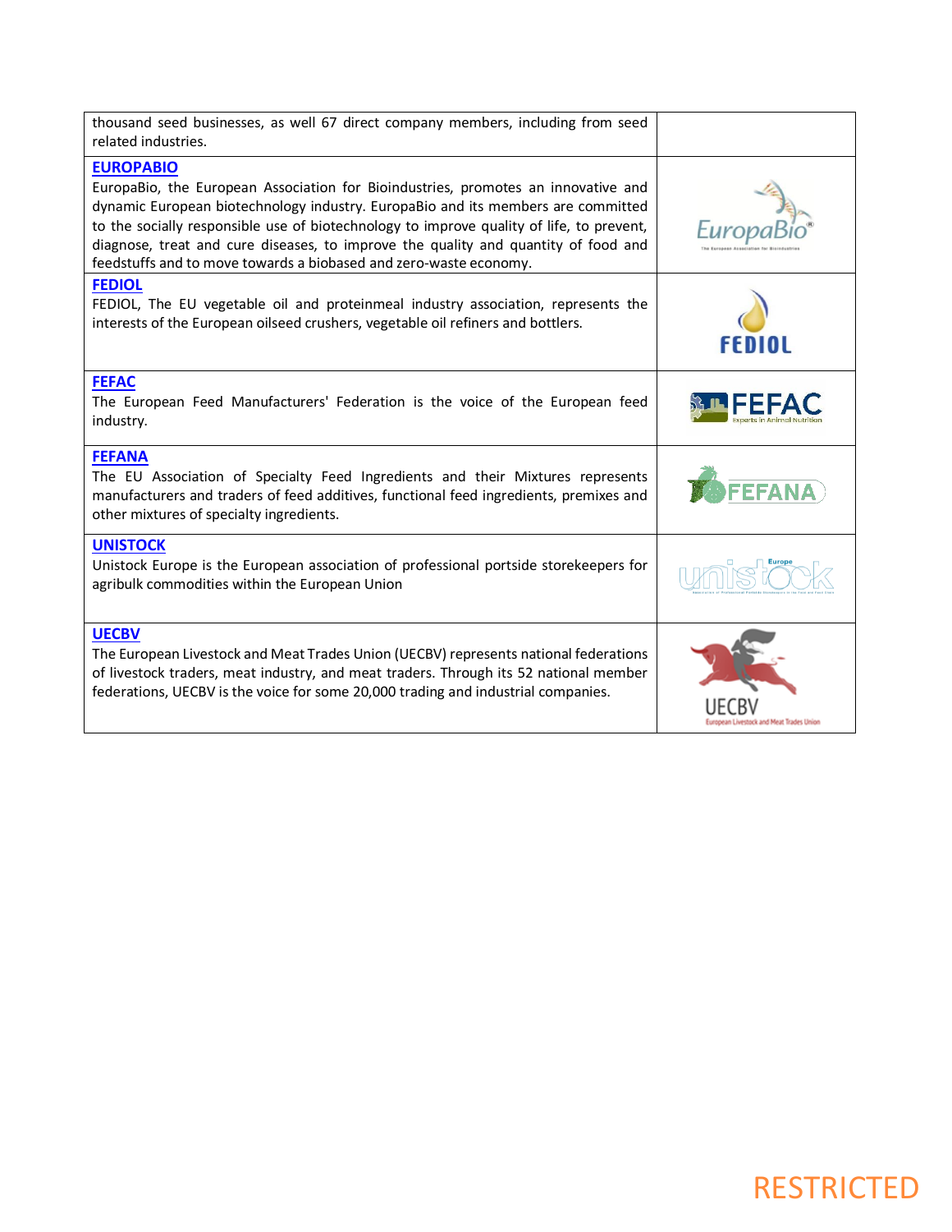| | |
|---|---|
| thousand seed businesses, as well 67 direct company members, including from seed related industries. | |
| **EUROPABIO**<br>EuropaBio, the European Association for Bioindustries, promotes an innovative and dynamic European biotechnology industry. EuropaBio and its members are committed to the socially responsible use of biotechnology to improve quality of life, to prevent, diagnose, treat and cure diseases, to improve the quality and quantity of food and feedstuffs and to move towards a biobased and zero-waste economy. | EuropaBio<br>The European Association for Bioindustries |
| **FEDIOL**<br>FEDIOL, The EU vegetable oil and proteinmeal industry association, represents the interests of the European oilseed crushers, vegetable oil refiners and bottlers. | FEDIOL |
| **FEFAC**<br>The European Feed Manufacturers' Federation is the voice of the European feed industry. | FEFAC<br>Experts in Animal Nutrition |
| **FEFANA**<br>The EU Association of Specialty Feed Ingredients and their Mixtures represents manufacturers and traders of feed additives, functional feed ingredients, premixes and other mixtures of specialty ingredients. | FEFANA |
| **UNISTOCK**<br>Unistock Europe is the European association of professional portside storekeepers for agribulk commodities within the European Union | unistock Europe |
| **UECBV**<br>The European Livestock and Meat Trades Union (UECBV) represents national federations of livestock traders, meat industry, and meat traders. Through its 52 national member federations, UECBV is the voice for some 20,000 trading and industrial companies. | UECBV<br>European Livestock and Meat Trades Union |

RESTRICTED